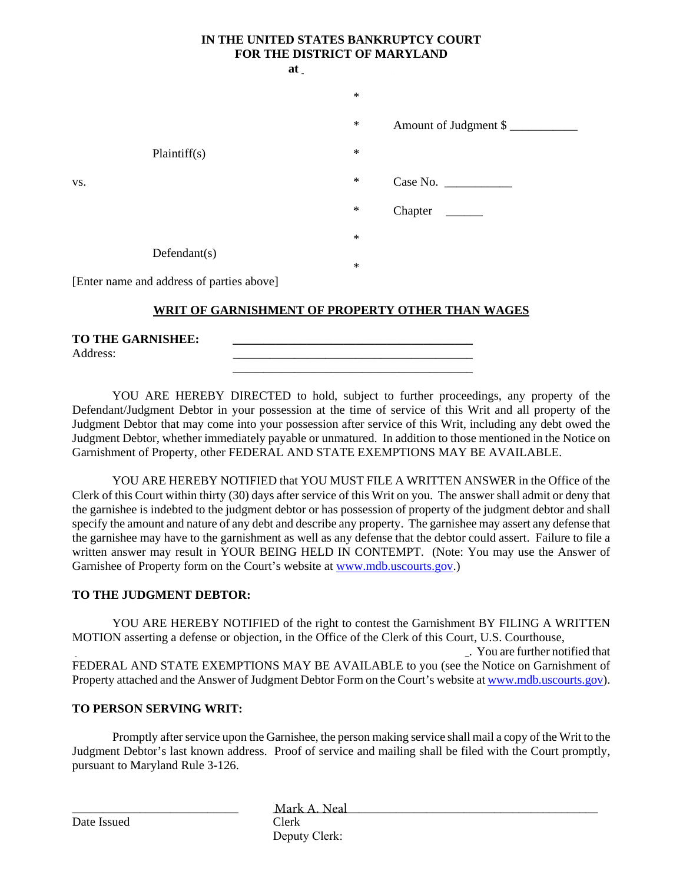**IN THE UNITED STATES BANKRUPTCY COURT**
**FOR THE DISTRICT OF MARYLAND**
**at**

| | | |
|---|---|---|
| | * | |
| | * | Amount of Judgment $ ___________ |
| Plaintiff(s) | * | |
| vs. | * | Case No. ___________ |
| | * | Chapter ______ |
| | * | |
| Defendant(s) | * | |

[Enter name and address of parties above]

## WRIT OF GARNISHMENT OF PROPERTY OTHER THAN WAGES

**TO THE GARNISHEE:** ________________________________________
Address: ________________________________________
________________________________________

YOU ARE HEREBY DIRECTED to hold, subject to further proceedings, any property of the Defendant/Judgment Debtor in your possession at the time of service of this Writ and all property of the Judgment Debtor that may come into your possession after service of this Writ, including any debt owed the Judgment Debtor, whether immediately payable or unmatured. In addition to those mentioned in the Notice on Garnishment of Property, other FEDERAL AND STATE EXEMPTIONS MAY BE AVAILABLE.

YOU ARE HEREBY NOTIFIED that YOU MUST FILE A WRITTEN ANSWER in the Office of the Clerk of this Court within thirty (30) days after service of this Writ on you. The answer shall admit or deny that the garnishee is indebted to the judgment debtor or has possession of property of the judgment debtor and shall specify the amount and nature of any debt and describe any property. The garnishee may assert any defense that the garnishee may have to the garnishment as well as any defense that the debtor could assert. Failure to file a written answer may result in YOUR BEING HELD IN CONTEMPT. (Note: You may use the Answer of Garnishee of Property form on the Court's website at www.mdb.uscourts.gov.)

**TO THE JUDGMENT DEBTOR:**

YOU ARE HEREBY NOTIFIED of the right to contest the Garnishment BY FILING A WRITTEN MOTION asserting a defense or objection, in the Office of the Clerk of this Court, U.S. Courthouse, _. You are further notified that FEDERAL AND STATE EXEMPTIONS MAY BE AVAILABLE to you (see the Notice on Garnishment of Property attached and the Answer of Judgment Debtor Form on the Court's website at www.mdb.uscourts.gov).

**TO PERSON SERVING WRIT:**

Promptly after service upon the Garnishee, the person making service shall mail a copy of the Writ to the Judgment Debtor's last known address. Proof of service and mailing shall be filed with the Court promptly, pursuant to Maryland Rule 3-126.

___________________________ Mark A. Neal ________________________________________
Date Issued Clerk
Deputy Clerk: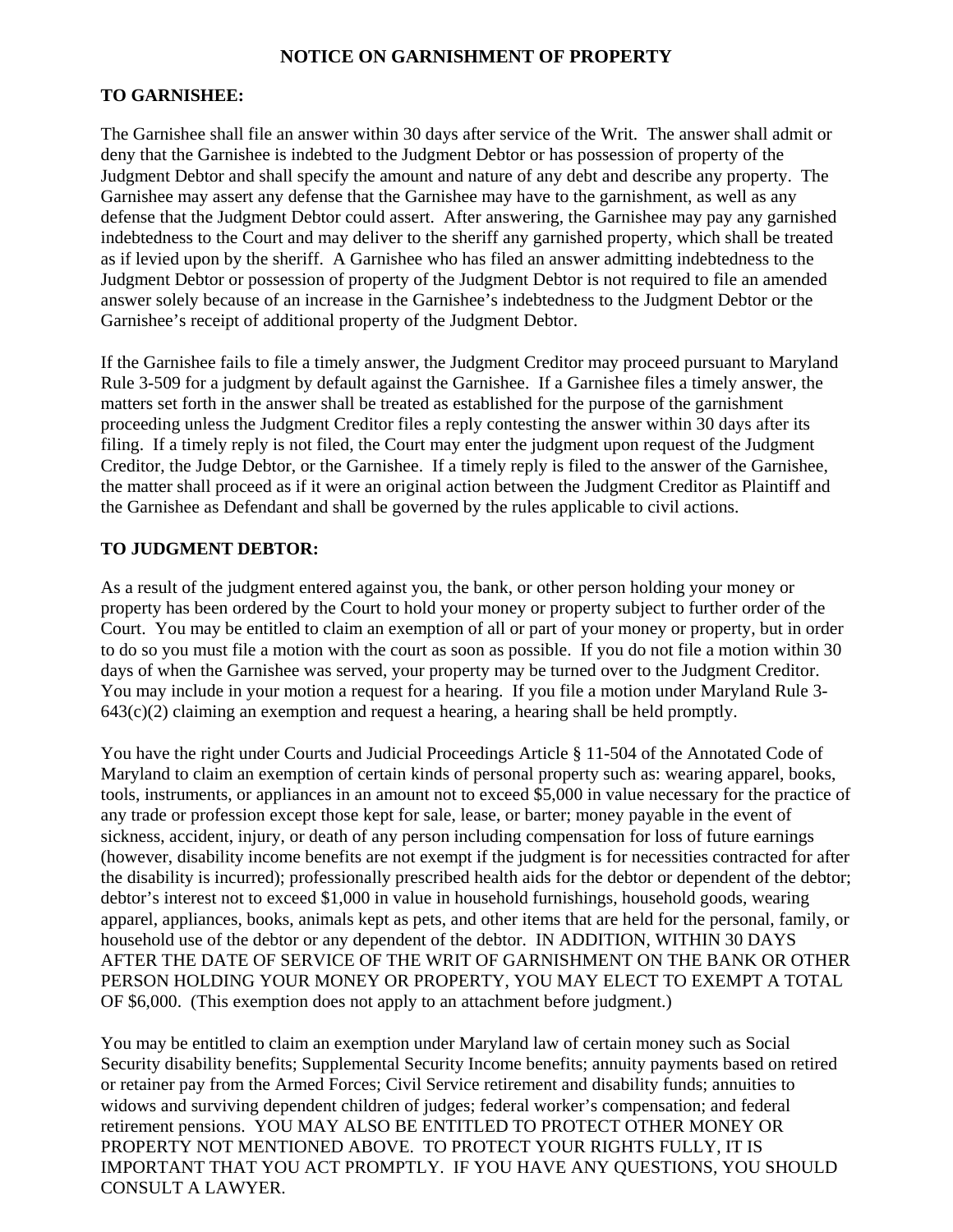# NOTICE ON GARNISHMENT OF PROPERTY

**TO GARNISHEE:**

The Garnishee shall file an answer within 30 days after service of the Writ. The answer shall admit or deny that the Garnishee is indebted to the Judgment Debtor or has possession of property of the Judgment Debtor and shall specify the amount and nature of any debt and describe any property. The Garnishee may assert any defense that the Garnishee may have to the garnishment, as well as any defense that the Judgment Debtor could assert. After answering, the Garnishee may pay any garnished indebtedness to the Court and may deliver to the sheriff any garnished property, which shall be treated as if levied upon by the sheriff. A Garnishee who has filed an answer admitting indebtedness to the Judgment Debtor or possession of property of the Judgment Debtor is not required to file an amended answer solely because of an increase in the Garnishee's indebtedness to the Judgment Debtor or the Garnishee's receipt of additional property of the Judgment Debtor.

If the Garnishee fails to file a timely answer, the Judgment Creditor may proceed pursuant to Maryland Rule 3-509 for a judgment by default against the Garnishee. If a Garnishee files a timely answer, the matters set forth in the answer shall be treated as established for the purpose of the garnishment proceeding unless the Judgment Creditor files a reply contesting the answer within 30 days after its filing. If a timely reply is not filed, the Court may enter the judgment upon request of the Judgment Creditor, the Judge Debtor, or the Garnishee. If a timely reply is filed to the answer of the Garnishee, the matter shall proceed as if it were an original action between the Judgment Creditor as Plaintiff and the Garnishee as Defendant and shall be governed by the rules applicable to civil actions.

**TO JUDGMENT DEBTOR:**

As a result of the judgment entered against you, the bank, or other person holding your money or property has been ordered by the Court to hold your money or property subject to further order of the Court. You may be entitled to claim an exemption of all or part of your money or property, but in order to do so you must file a motion with the court as soon as possible. If you do not file a motion within 30 days of when the Garnishee was served, your property may be turned over to the Judgment Creditor. You may include in your motion a request for a hearing. If you file a motion under Maryland Rule 3-643(c)(2) claiming an exemption and request a hearing, a hearing shall be held promptly.

You have the right under Courts and Judicial Proceedings Article § 11-504 of the Annotated Code of Maryland to claim an exemption of certain kinds of personal property such as: wearing apparel, books, tools, instruments, or appliances in an amount not to exceed $5,000 in value necessary for the practice of any trade or profession except those kept for sale, lease, or barter; money payable in the event of sickness, accident, injury, or death of any person including compensation for loss of future earnings (however, disability income benefits are not exempt if the judgment is for necessities contracted for after the disability is incurred); professionally prescribed health aids for the debtor or dependent of the debtor; debtor's interest not to exceed $1,000 in value in household furnishings, household goods, wearing apparel, appliances, books, animals kept as pets, and other items that are held for the personal, family, or household use of the debtor or any dependent of the debtor. IN ADDITION, WITHIN 30 DAYS AFTER THE DATE OF SERVICE OF THE WRIT OF GARNISHMENT ON THE BANK OR OTHER PERSON HOLDING YOUR MONEY OR PROPERTY, YOU MAY ELECT TO EXEMPT A TOTAL OF $6,000. (This exemption does not apply to an attachment before judgment.)

You may be entitled to claim an exemption under Maryland law of certain money such as Social Security disability benefits; Supplemental Security Income benefits; annuity payments based on retired or retainer pay from the Armed Forces; Civil Service retirement and disability funds; annuities to widows and surviving dependent children of judges; federal worker's compensation; and federal retirement pensions. YOU MAY ALSO BE ENTITLED TO PROTECT OTHER MONEY OR PROPERTY NOT MENTIONED ABOVE. TO PROTECT YOUR RIGHTS FULLY, IT IS IMPORTANT THAT YOU ACT PROMPTLY. IF YOU HAVE ANY QUESTIONS, YOU SHOULD CONSULT A LAWYER.